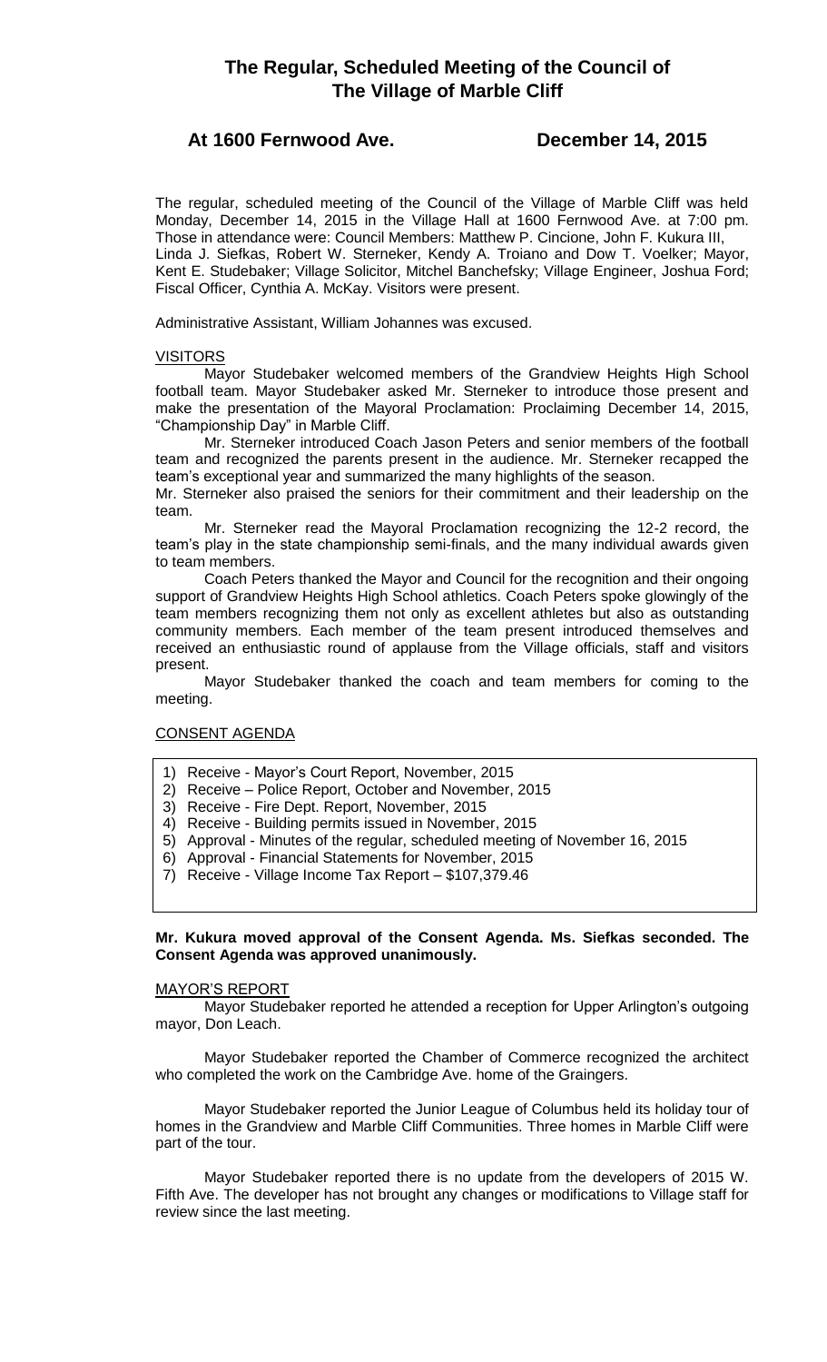# The Regular, Scheduled Meeting of the Council of The Village of Marble Cliff

## At 1600 Fernwood Ave. December 14, 2015

The regular, scheduled meeting of the Council of the Village of Marble Cliff was held Monday, December 14, 2015 in the Village Hall at 1600 Fernwood Ave. at 7:00 pm. Those in attendance were: Council Members: Matthew P. Cincione, John F. Kukura III, Linda J. Siefkas, Robert W. Sterneker, Kendy A. Troiano and Dow T. Voelker; Mayor, Kent E. Studebaker; Village Solicitor, Mitchel Banchefsky; Village Engineer, Joshua Ford; Fiscal Officer, Cynthia A. McKay. Visitors were present.

Administrative Assistant, William Johannes was excused.

VISITORS

Mayor Studebaker welcomed members of the Grandview Heights High School football team. Mayor Studebaker asked Mr. Sterneker to introduce those present and make the presentation of the Mayoral Proclamation: Proclaiming December 14, 2015, "Championship Day" in Marble Cliff.

Mr. Sterneker introduced Coach Jason Peters and senior members of the football team and recognized the parents present in the audience. Mr. Sterneker recapped the team's exceptional year and summarized the many highlights of the season.

Mr. Sterneker also praised the seniors for their commitment and their leadership on the team.

Mr. Sterneker read the Mayoral Proclamation recognizing the 12-2 record, the team's play in the state championship semi-finals, and the many individual awards given to team members.

Coach Peters thanked the Mayor and Council for the recognition and their ongoing support of Grandview Heights High School athletics. Coach Peters spoke glowingly of the team members recognizing them not only as excellent athletes but also as outstanding community members. Each member of the team present introduced themselves and received an enthusiastic round of applause from the Village officials, staff and visitors present.

Mayor Studebaker thanked the coach and team members for coming to the meeting.

CONSENT AGENDA

1) Receive - Mayor's Court Report, November, 2015
2) Receive – Police Report, October and November, 2015
3) Receive - Fire Dept. Report, November, 2015
4) Receive - Building permits issued in November, 2015
5) Approval - Minutes of the regular, scheduled meeting of November 16, 2015
6) Approval - Financial Statements for November, 2015
7) Receive - Village Income Tax Report – $107,379.46

**Mr. Kukura moved approval of the Consent Agenda. Ms. Siefkas seconded. The Consent Agenda was approved unanimously.**

MAYOR'S REPORT

Mayor Studebaker reported he attended a reception for Upper Arlington's outgoing mayor, Don Leach.

Mayor Studebaker reported the Chamber of Commerce recognized the architect who completed the work on the Cambridge Ave. home of the Graingers.

Mayor Studebaker reported the Junior League of Columbus held its holiday tour of homes in the Grandview and Marble Cliff Communities. Three homes in Marble Cliff were part of the tour.

Mayor Studebaker reported there is no update from the developers of 2015 W. Fifth Ave. The developer has not brought any changes or modifications to Village staff for review since the last meeting.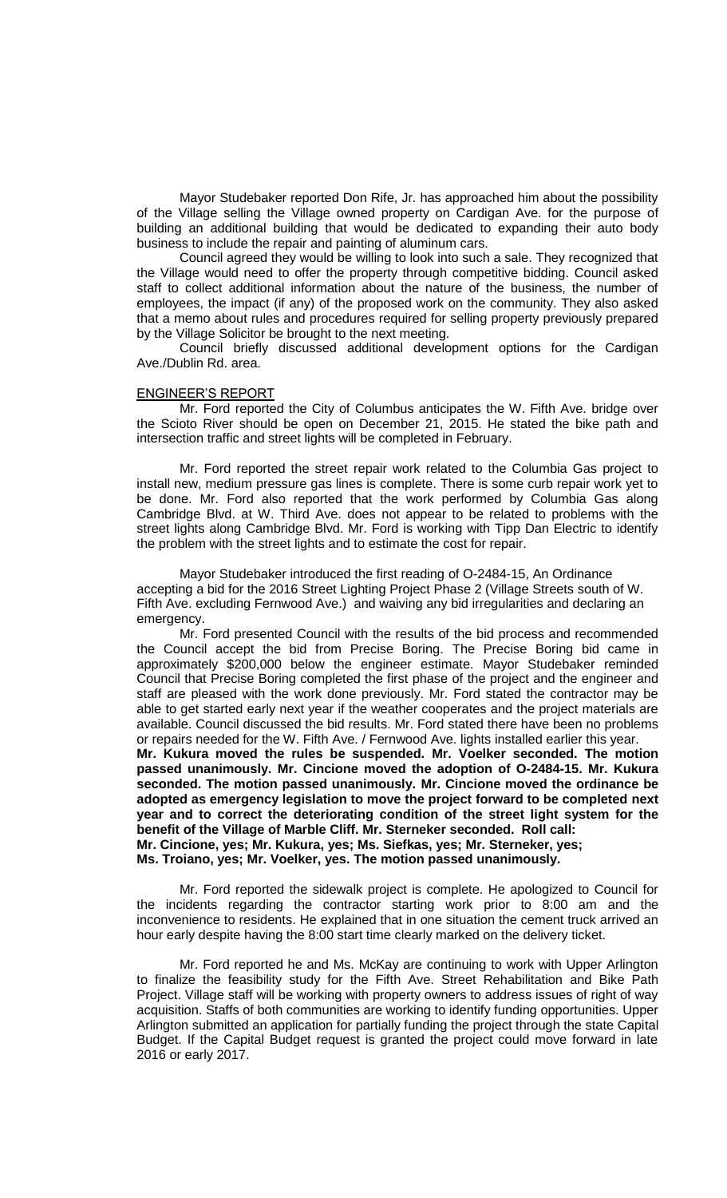Mayor Studebaker reported Don Rife, Jr. has approached him about the possibility of the Village selling the Village owned property on Cardigan Ave. for the purpose of building an additional building that would be dedicated to expanding their auto body business to include the repair and painting of aluminum cars.

Council agreed they would be willing to look into such a sale. They recognized that the Village would need to offer the property through competitive bidding. Council asked staff to collect additional information about the nature of the business, the number of employees, the impact (if any) of the proposed work on the community. They also asked that a memo about rules and procedures required for selling property previously prepared by the Village Solicitor be brought to the next meeting.

Council briefly discussed additional development options for the Cardigan Ave./Dublin Rd. area.

ENGINEER'S REPORT

Mr. Ford reported the City of Columbus anticipates the W. Fifth Ave. bridge over the Scioto River should be open on December 21, 2015. He stated the bike path and intersection traffic and street lights will be completed in February.

Mr. Ford reported the street repair work related to the Columbia Gas project to install new, medium pressure gas lines is complete. There is some curb repair work yet to be done. Mr. Ford also reported that the work performed by Columbia Gas along Cambridge Blvd. at W. Third Ave. does not appear to be related to problems with the street lights along Cambridge Blvd. Mr. Ford is working with Tipp Dan Electric to identify the problem with the street lights and to estimate the cost for repair.

Mayor Studebaker introduced the first reading of O-2484-15, An Ordinance accepting a bid for the 2016 Street Lighting Project Phase 2 (Village Streets south of W. Fifth Ave. excluding Fernwood Ave.) and waiving any bid irregularities and declaring an emergency.

Mr. Ford presented Council with the results of the bid process and recommended the Council accept the bid from Precise Boring. The Precise Boring bid came in approximately $200,000 below the engineer estimate. Mayor Studebaker reminded Council that Precise Boring completed the first phase of the project and the engineer and staff are pleased with the work done previously. Mr. Ford stated the contractor may be able to get started early next year if the weather cooperates and the project materials are available. Council discussed the bid results. Mr. Ford stated there have been no problems or repairs needed for the W. Fifth Ave. / Fernwood Ave. lights installed earlier this year.
**Mr. Kukura moved the rules be suspended. Mr. Voelker seconded. The motion passed unanimously. Mr. Cincione moved the adoption of O-2484-15. Mr. Kukura seconded. The motion passed unanimously. Mr. Cincione moved the ordinance be adopted as emergency legislation to move the project forward to be completed next year and to correct the deteriorating condition of the street light system for the benefit of the Village of Marble Cliff. Mr. Sterneker seconded. Roll call:**
**Mr. Cincione, yes; Mr. Kukura, yes; Ms. Siefkas, yes; Mr. Sterneker, yes;**
**Ms. Troiano, yes; Mr. Voelker, yes. The motion passed unanimously.**

Mr. Ford reported the sidewalk project is complete. He apologized to Council for the incidents regarding the contractor starting work prior to 8:00 am and the inconvenience to residents. He explained that in one situation the cement truck arrived an hour early despite having the 8:00 start time clearly marked on the delivery ticket.

Mr. Ford reported he and Ms. McKay are continuing to work with Upper Arlington to finalize the feasibility study for the Fifth Ave. Street Rehabilitation and Bike Path Project. Village staff will be working with property owners to address issues of right of way acquisition. Staffs of both communities are working to identify funding opportunities. Upper Arlington submitted an application for partially funding the project through the state Capital Budget. If the Capital Budget request is granted the project could move forward in late 2016 or early 2017.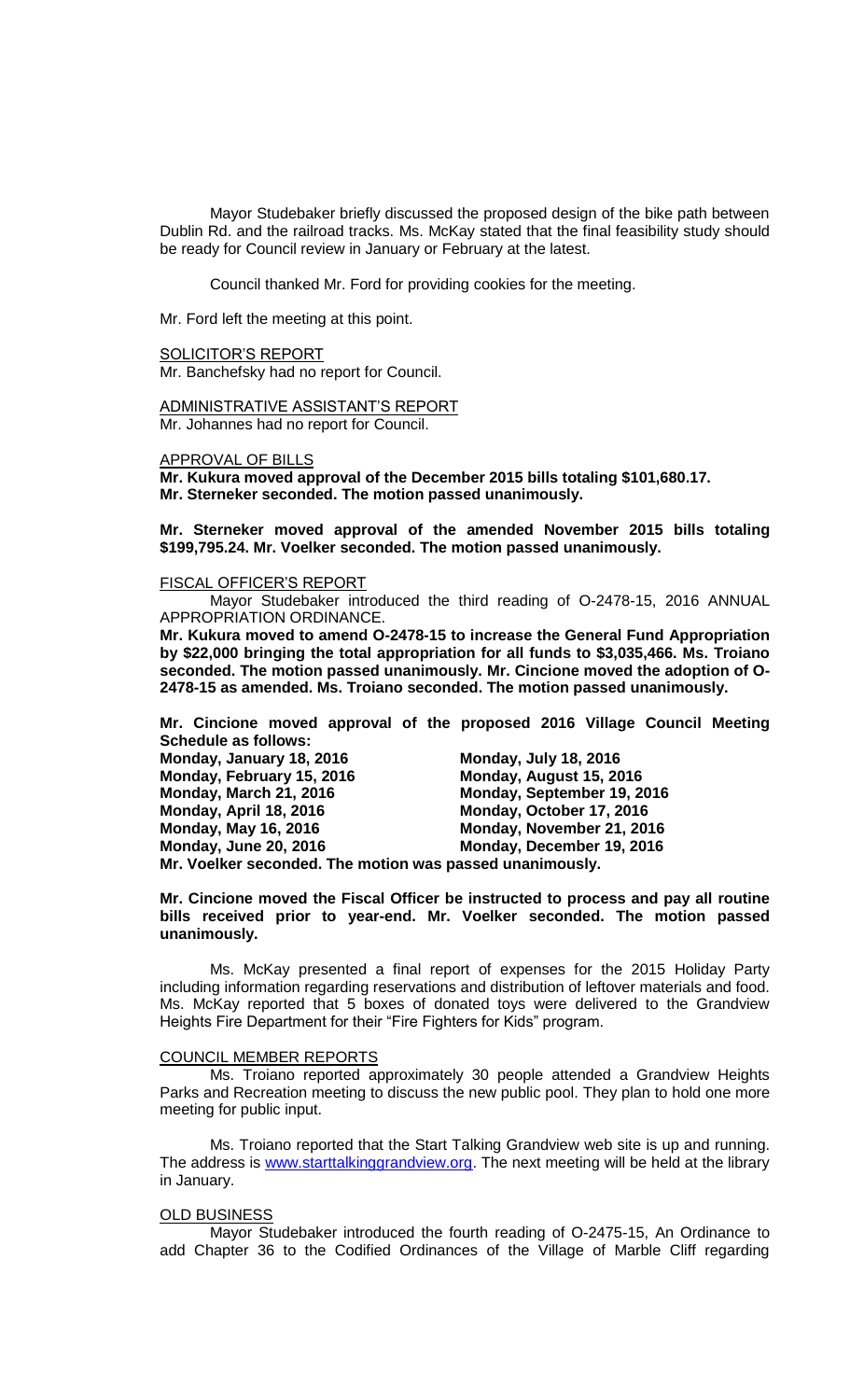Mayor Studebaker briefly discussed the proposed design of the bike path between Dublin Rd. and the railroad tracks. Ms. McKay stated that the final feasibility study should be ready for Council review in January or February at the latest.

Council thanked Mr. Ford for providing cookies for the meeting.

Mr. Ford left the meeting at this point.

SOLICITOR'S REPORT

Mr. Banchefsky had no report for Council.

ADMINISTRATIVE ASSISTANT'S REPORT

Mr. Johannes had no report for Council.

APPROVAL OF BILLS

**Mr. Kukura moved approval of the December 2015 bills totaling $101,680.17. Mr. Sterneker seconded. The motion passed unanimously.**

**Mr. Sterneker moved approval of the amended November 2015 bills totaling $199,795.24. Mr. Voelker seconded. The motion passed unanimously.**

FISCAL OFFICER'S REPORT

Mayor Studebaker introduced the third reading of O-2478-15, 2016 ANNUAL APPROPRIATION ORDINANCE.

**Mr. Kukura moved to amend O-2478-15 to increase the General Fund Appropriation by $22,000 bringing the total appropriation for all funds to $3,035,466. Ms. Troiano seconded. The motion passed unanimously. Mr. Cincione moved the adoption of O-2478-15 as amended. Ms. Troiano seconded. The motion passed unanimously.**

**Mr. Cincione moved approval of the proposed 2016 Village Council Meeting Schedule as follows:**

| | |
|---|---|
| **Monday, January 18, 2016** | **Monday, July 18, 2016** |
| **Monday, February 15, 2016** | **Monday, August 15, 2016** |
| **Monday, March 21, 2016** | **Monday, September 19, 2016** |
| **Monday, April 18, 2016** | **Monday, October 17, 2016** |
| **Monday, May 16, 2016** | **Monday, November 21, 2016** |
| **Monday, June 20, 2016** | **Monday, December 19, 2016** |

**Mr. Voelker seconded. The motion was passed unanimously.**

**Mr. Cincione moved the Fiscal Officer be instructed to process and pay all routine bills received prior to year-end. Mr. Voelker seconded. The motion passed unanimously.**

Ms. McKay presented a final report of expenses for the 2015 Holiday Party including information regarding reservations and distribution of leftover materials and food. Ms. McKay reported that 5 boxes of donated toys were delivered to the Grandview Heights Fire Department for their "Fire Fighters for Kids" program.

COUNCIL MEMBER REPORTS

Ms. Troiano reported approximately 30 people attended a Grandview Heights Parks and Recreation meeting to discuss the new public pool. They plan to hold one more meeting for public input.

Ms. Troiano reported that the Start Talking Grandview web site is up and running. The address is www.starttalkinggrandview.org. The next meeting will be held at the library in January.

OLD BUSINESS

Mayor Studebaker introduced the fourth reading of O-2475-15, An Ordinance to add Chapter 36 to the Codified Ordinances of the Village of Marble Cliff regarding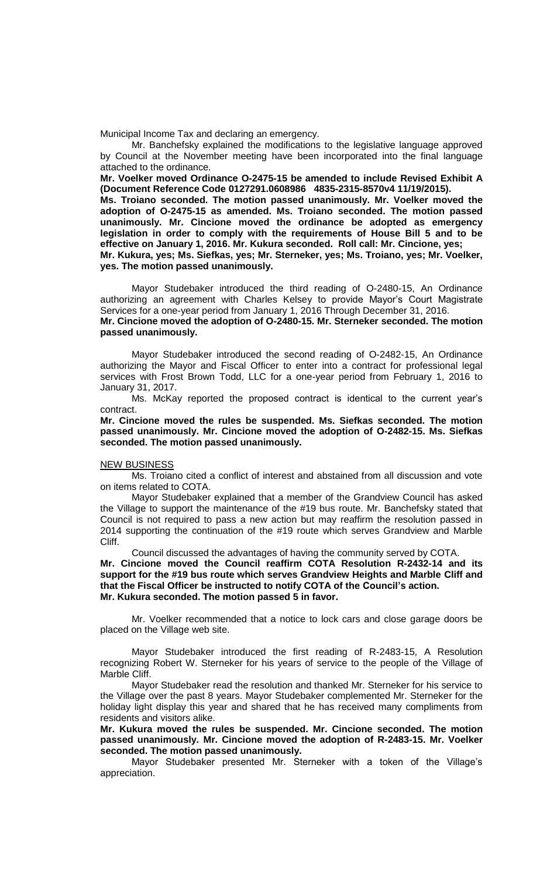Municipal Income Tax and declaring an emergency.

Mr. Banchefsky explained the modifications to the legislative language approved by Council at the November meeting have been incorporated into the final language attached to the ordinance.

**Mr. Voelker moved Ordinance O-2475-15 be amended to include Revised Exhibit A (Document Reference Code 0127291.0608986 4835-2315-8570v4 11/19/2015). Ms. Troiano seconded. The motion passed unanimously. Mr. Voelker moved the adoption of O-2475-15 as amended. Ms. Troiano seconded. The motion passed unanimously. Mr. Cincione moved the ordinance be adopted as emergency legislation in order to comply with the requirements of House Bill 5 and to be effective on January 1, 2016. Mr. Kukura seconded. Roll call: Mr. Cincione, yes; Mr. Kukura, yes; Ms. Siefkas, yes; Mr. Sterneker, yes; Ms. Troiano, yes; Mr. Voelker, yes. The motion passed unanimously.**

Mayor Studebaker introduced the third reading of O-2480-15, An Ordinance authorizing an agreement with Charles Kelsey to provide Mayor's Court Magistrate Services for a one-year period from January 1, 2016 Through December 31, 2016.

**Mr. Cincione moved the adoption of O-2480-15. Mr. Sterneker seconded. The motion passed unanimously.**

Mayor Studebaker introduced the second reading of O-2482-15, An Ordinance authorizing the Mayor and Fiscal Officer to enter into a contract for professional legal services with Frost Brown Todd, LLC for a one-year period from February 1, 2016 to January 31, 2017.

Ms. McKay reported the proposed contract is identical to the current year's contract.

**Mr. Cincione moved the rules be suspended. Ms. Siefkas seconded. The motion passed unanimously. Mr. Cincione moved the adoption of O-2482-15. Ms. Siefkas seconded. The motion passed unanimously.**

NEW BUSINESS

Ms. Troiano cited a conflict of interest and abstained from all discussion and vote on items related to COTA.

Mayor Studebaker explained that a member of the Grandview Council has asked the Village to support the maintenance of the #19 bus route. Mr. Banchefsky stated that Council is not required to pass a new action but may reaffirm the resolution passed in 2014 supporting the continuation of the #19 route which serves Grandview and Marble Cliff.

Council discussed the advantages of having the community served by COTA.

**Mr. Cincione moved the Council reaffirm COTA Resolution R-2432-14 and its support for the #19 bus route which serves Grandview Heights and Marble Cliff and that the Fiscal Officer be instructed to notify COTA of the Council's action. Mr. Kukura seconded. The motion passed 5 in favor.**

Mr. Voelker recommended that a notice to lock cars and close garage doors be placed on the Village web site.

Mayor Studebaker introduced the first reading of R-2483-15, A Resolution recognizing Robert W. Sterneker for his years of service to the people of the Village of Marble Cliff.

Mayor Studebaker read the resolution and thanked Mr. Sterneker for his service to the Village over the past 8 years. Mayor Studebaker complemented Mr. Sterneker for the holiday light display this year and shared that he has received many compliments from residents and visitors alike.

**Mr. Kukura moved the rules be suspended. Mr. Cincione seconded. The motion passed unanimously. Mr. Cincione moved the adoption of R-2483-15. Mr. Voelker seconded. The motion passed unanimously.**

Mayor Studebaker presented Mr. Sterneker with a token of the Village's appreciation.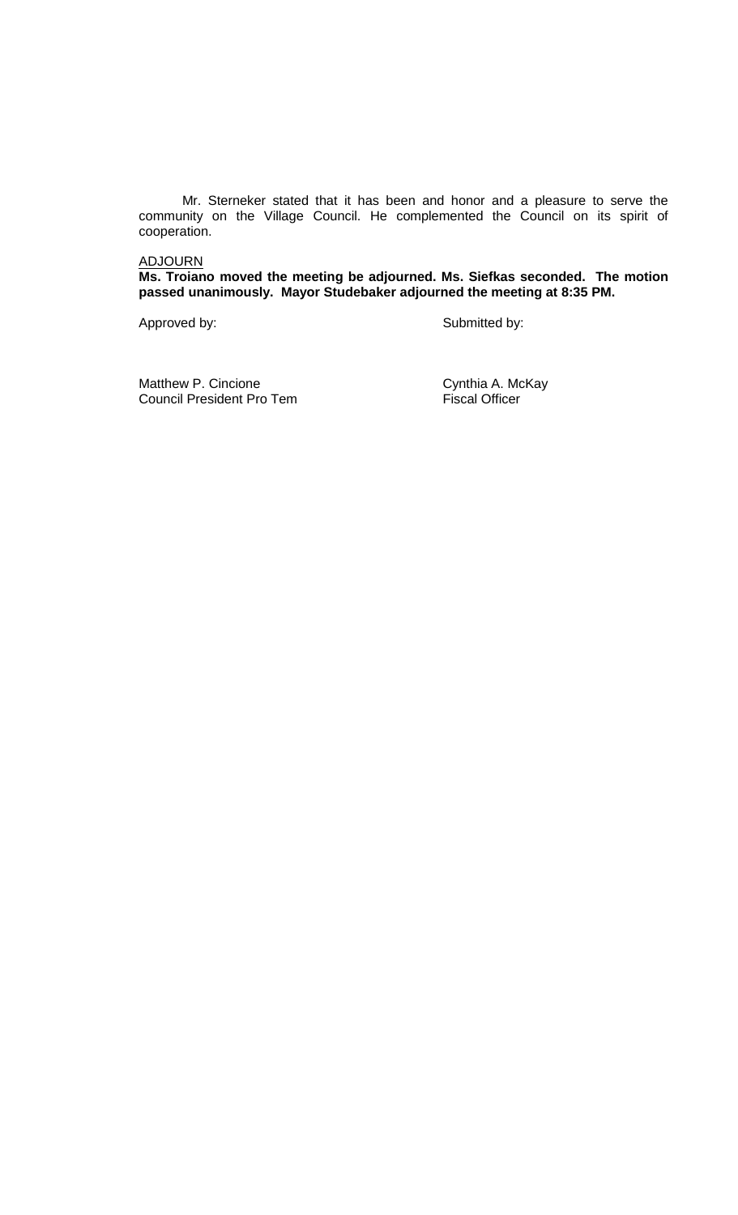Mr. Sterneker stated that it has been and honor and a pleasure to serve the community on the Village Council. He complemented the Council on its spirit of cooperation.

<u>ADJOURN</u>

**Ms. Troiano moved the meeting be adjourned. Ms. Siefkas seconded. The motion passed unanimously. Mayor Studebaker adjourned the meeting at 8:35 PM.**

Approved by: Submitted by:

Matthew P. Cincione
Council President Pro Tem

Cynthia A. McKay
Fiscal Officer